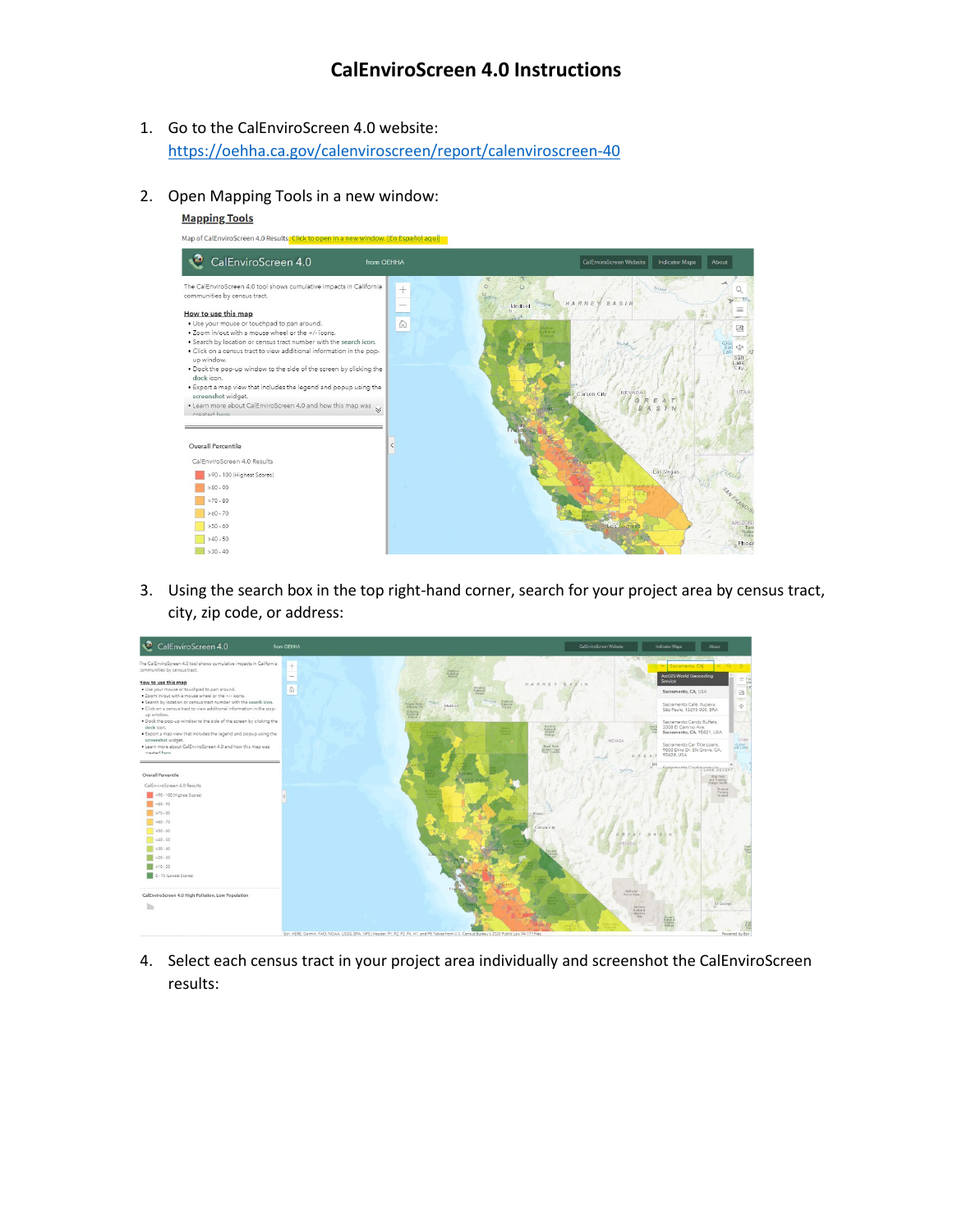# CalEnviroScreen 4.0 Instructions

1. Go to the CalEnviroScreen 4.0 website: https://oehha.ca.gov/calenviroscreen/report/calenviroscreen-40

2. Open Mapping Tools in a new window:

3. Using the search box in the top right-hand corner, search for your project area by census tract, city, zip code, or address:

4. Select each census tract in your project area individually and screenshot the CalEnviroScreen results: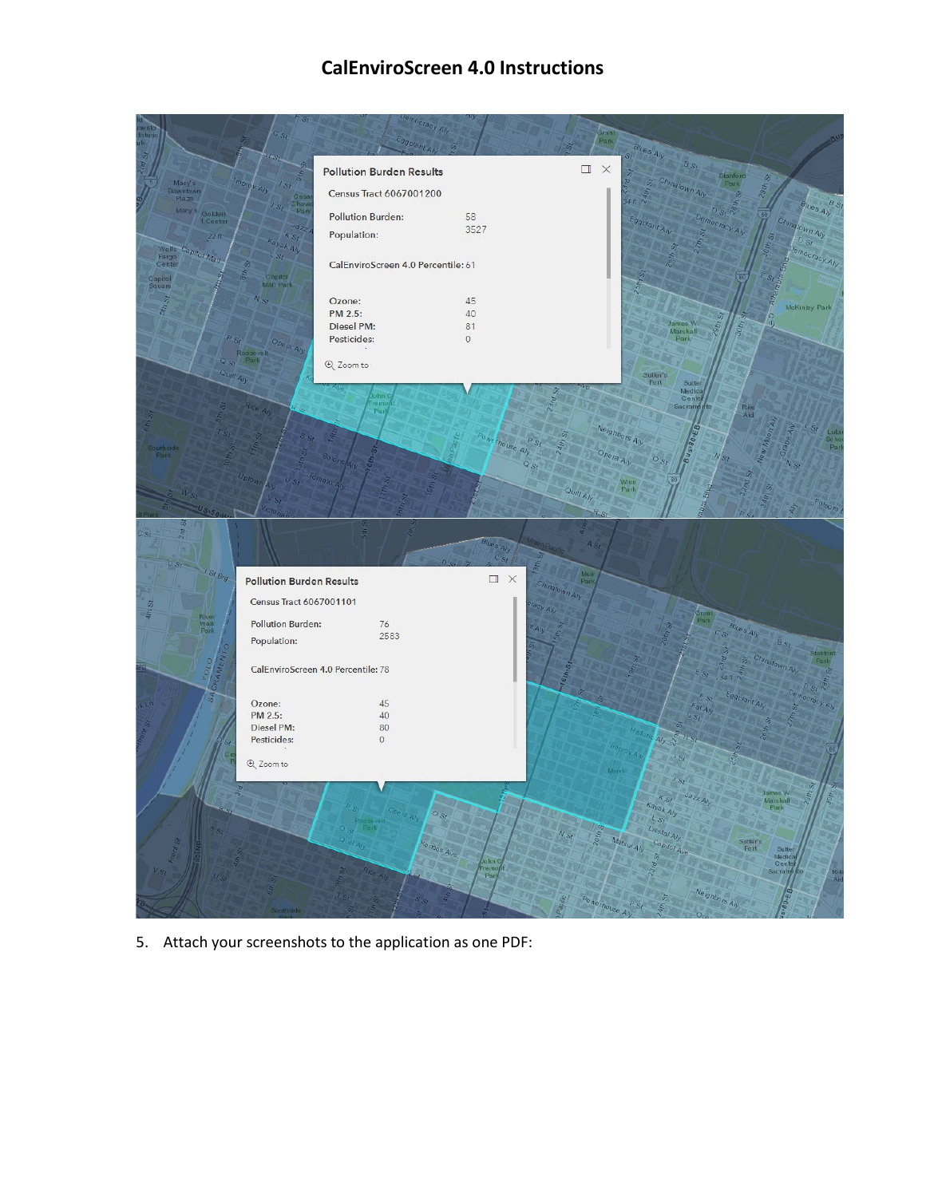# CalEnviroScreen 4.0 Instructions

5. Attach your screenshots to the application as one PDF: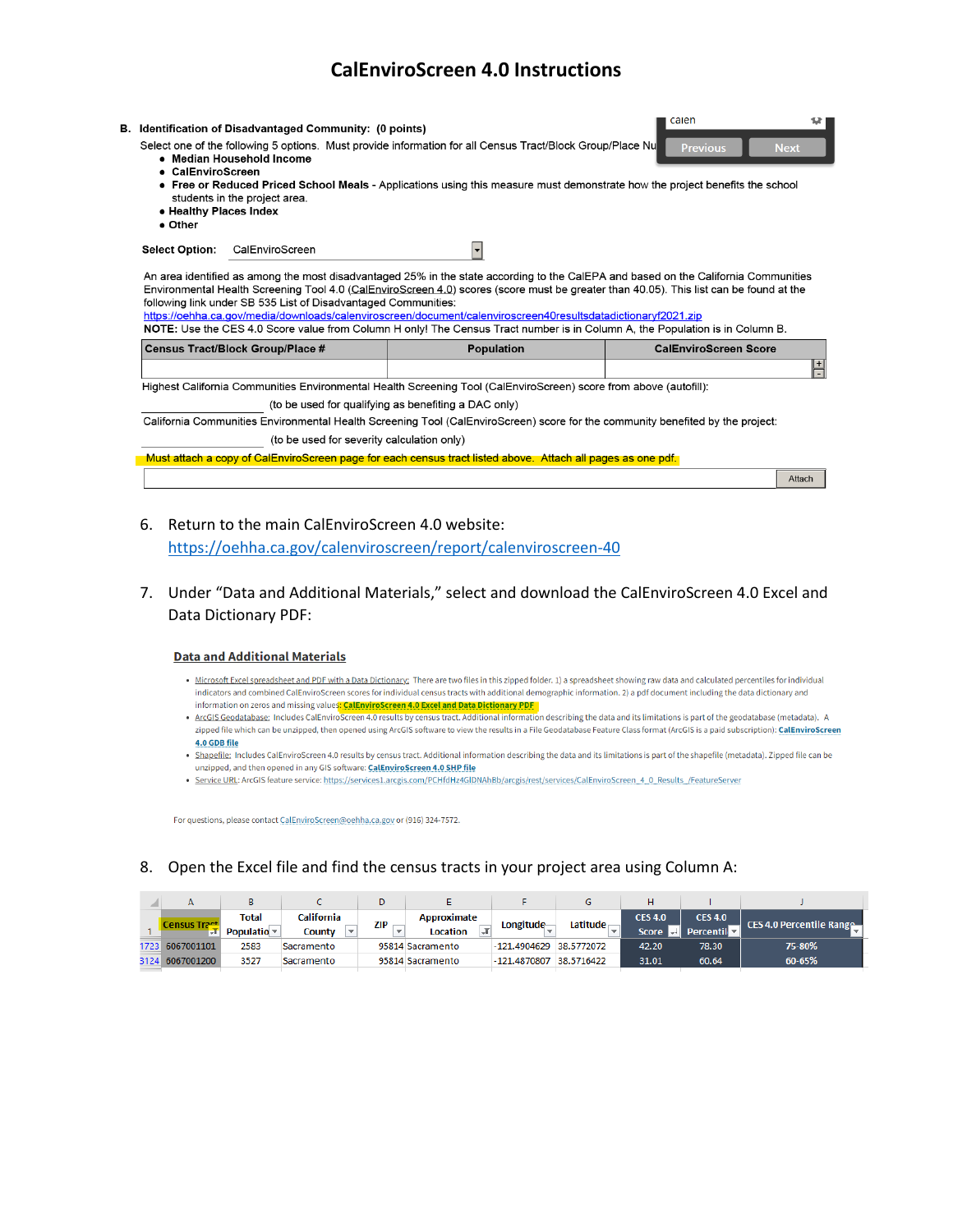# CalEnviroScreen 4.0 Instructions

**B. Identification of Disadvantaged Community: (0 points)**

Select one of the following 5 options. Must provide information for all Census Tract/Block Group/Place Nu

- **Median Household Income**
- **CalEnviroScreen**
- **Free or Reduced Priced School Meals** - Applications using this measure must demonstrate how the project benefits the school students in the project area.
- **Healthy Places Index**
- **Other**

**Select Option:** CalEnviroScreen

An area identified as among the most disadvantaged 25% in the state according to the CalEPA and based on the California Communities Environmental Health Screening Tool 4.0 (CalEnviroScreen 4.0) scores (score must be greater than 40.05). This list can be found at the following link under SB 535 List of Disadvantaged Communities:
https://oehha.ca.gov/media/downloads/calenviroscreen/document/calenviroscreen40resultsdatadictionaryf2021.zip

**NOTE:** Use the CES 4.0 Score value from Column H only! The Census Tract number is in Column A, the Population is in Column B.

| Census Tract/Block Group/Place # | Population | CalEnviroScreen Score |
|---|---|---|
| | | |

Highest California Communities Environmental Health Screening Tool (CalEnviroScreen) score from above (autofill):

\_\_\_\_\_\_\_\_\_\_\_\_ (to be used for qualifying as benefiting a DAC only)

California Communities Environmental Health Screening Tool (CalEnviroScreen) score for the community benefited by the project:

\_\_\_\_\_\_\_\_\_\_\_\_ (to be used for severity calculation only)

Must attach a copy of CalEnviroScreen page for each census tract listed above. Attach all pages as one pdf.

6. Return to the main CalEnviroScreen 4.0 website: https://oehha.ca.gov/calenviroscreen/report/calenviroscreen-40

7. Under "Data and Additional Materials," select and download the CalEnviroScreen 4.0 Excel and Data Dictionary PDF:

**Data and Additional Materials**

- Microsoft Excel spreadsheet and PDF with a Data Dictionary: There are two files in this zipped folder. 1) a spreadsheet showing raw data and calculated percentiles for individual indicators and combined CalEnviroScreen scores for individual census tracts with additional demographic information. 2) a pdf document including the data dictionary and information on zeros and missing values: CalEnviroScreen 4.0 Excel and Data Dictionary PDF
- ArcGIS Geodatabase: Includes CalEnviroScreen 4.0 results by census tract. Additional information describing the data and its limitations is part of the geodatabase (metadata). A zipped file which can be unzipped, then opened using ArcGIS software to view the results in a File Geodatabase Feature Class format (ArcGIS is a paid subscription): CalEnviroScreen 4.0 GDB file
- Shapefile: Includes CalEnviroScreen 4.0 results by census tract. Additional information describing the data and its limitations is part of the shapefile (metadata). Zipped file can be unzipped, and then opened in any GIS software: CalEnviroScreen 4.0 SHP file
- Service URL: ArcGIS feature service: https://services1.arcgis.com/PCHfdHz4GlDNAhBb/arcgis/rest/services/CalEnviroScreen_4_0_Results_/FeatureServer

For questions, please contact CalEnviroScreen@oehha.ca.gov or (916) 324-7572.

8. Open the Excel file and find the census tracts in your project area using Column A:

| | A | B | C | D | E | F | G | H | I | J |
|---|---|---|---|---|---|---|---|---|---|---|
| 1 | Census Tract | Total Population | California County | ZIP | Approximate Location | Longitude | Latitude | CES 4.0 Score | CES 4.0 Percentile | CES 4.0 Percentile Range |
| 1723 | 6067001101 | 2583 | Sacramento | 95814 | Sacramento | -121.4904629 | 38.5772072 | 42.20 | 78.30 | 75-80% |
| 3124 | 6067001200 | 3527 | Sacramento | 95814 | Sacramento | -121.4870807 | 38.5716422 | 31.01 | 60.64 | 60-65% |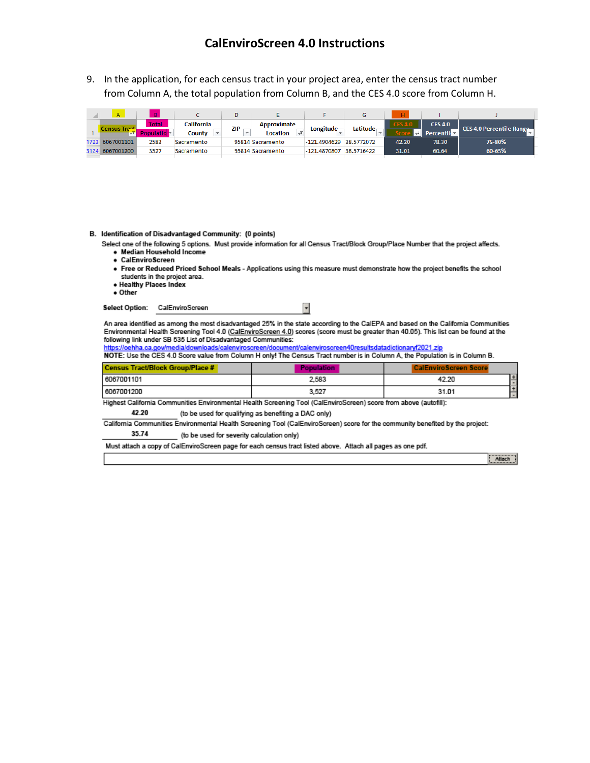# CalEnviroScreen 4.0 Instructions

9. In the application, for each census tract in your project area, enter the census tract number from Column A, the total population from Column B, and the CES 4.0 score from Column H.

| | A | B | C | D | E | F | G | H | I | J |
|---|---|---|---|---|---|---|---|---|---|---|
| 1 | Census Tract | Total Population | California County | ZIP | Approximate Location | Longitude | Latitude | CES 4.0 Score | CES 4.0 Percentile | CES 4.0 Percentile Range |
| 1723 | 6067001101 | 2583 | Sacramento | 95814 | Sacramento | -121.4904629 | 38.5772072 | 42.20 | 78.30 | 75-80% |
| 3124 | 6067001200 | 3527 | Sacramento | 95814 | Sacramento | -121.4870807 | 38.5716422 | 31.01 | 60.64 | 60-65% |

**B. Identification of Disadvantaged Community: (0 points)**

Select one of the following 5 options. Must provide information for all Census Tract/Block Group/Place Number that the project affects.

- **Median Household Income**
- **CalEnviroScreen**
- **Free or Reduced Priced School Meals** - Applications using this measure must demonstrate how the project benefits the school students in the project area.
- **Healthy Places Index**
- **Other**

**Select Option:** CalEnviroScreen

An area identified as among the most disadvantaged 25% in the state according to the CalEPA and based on the California Communities Environmental Health Screening Tool 4.0 (CalEnviroScreen 4.0) scores (score must be greater than 40.05). This list can be found at the following link under SB 535 List of Disadvantaged Communities:
https://oehha.ca.gov/media/downloads/calenviroscreen/document/calenviroscreen40resultsdatadictionaryf2021.zip

**NOTE:** Use the CES 4.0 Score value from Column H only! The Census Tract number is in Column A, the Population is in Column B.

| Census Tract/Block Group/Place # | Population | CalEnviroScreen Score |
|---|---|---|
| 6067001101 | 2,583 | 42.20 |
| 6067001200 | 3,527 | 31.01 |

Highest California Communities Environmental Health Screening Tool (CalEnviroScreen) score from above (autofill):

42.20 (to be used for qualifying as benefiting a DAC only)

California Communities Environmental Health Screening Tool (CalEnviroScreen) score for the community benefited by the project:

35.74 (to be used for severity calculation only)

Must attach a copy of CalEnviroScreen page for each census tract listed above. Attach all pages as one pdf.

Attach